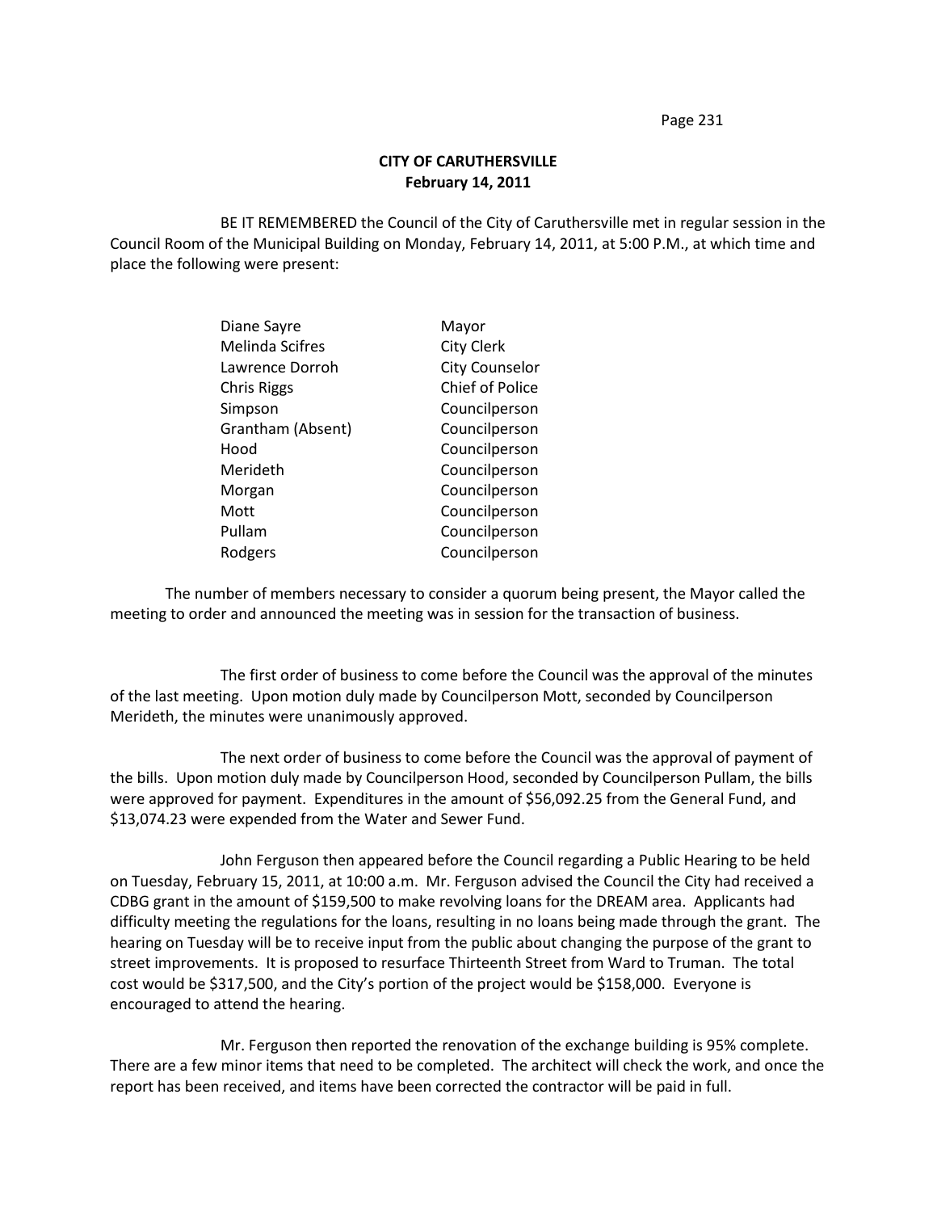# CITY OF CARUTHERSVILLE
## February 14, 2011

BE IT REMEMBERED the Council of the City of Caruthersville met in regular session in the Council Room of the Municipal Building on Monday, February 14, 2011, at 5:00 P.M., at which time and place the following were present:

| | |
|---|---|
| Diane Sayre | Mayor |
| Melinda Scifres | City Clerk |
| Lawrence Dorroh | City Counselor |
| Chris Riggs | Chief of Police |
| Simpson | Councilperson |
| Grantham (Absent) | Councilperson |
| Hood | Councilperson |
| Merideth | Councilperson |
| Morgan | Councilperson |
| Mott | Councilperson |
| Pullam | Councilperson |
| Rodgers | Councilperson |

The number of members necessary to consider a quorum being present, the Mayor called the meeting to order and announced the meeting was in session for the transaction of business.

The first order of business to come before the Council was the approval of the minutes of the last meeting. Upon motion duly made by Councilperson Mott, seconded by Councilperson Merideth, the minutes were unanimously approved.

The next order of business to come before the Council was the approval of payment of the bills. Upon motion duly made by Councilperson Hood, seconded by Councilperson Pullam, the bills were approved for payment. Expenditures in the amount of $56,092.25 from the General Fund, and $13,074.23 were expended from the Water and Sewer Fund.

John Ferguson then appeared before the Council regarding a Public Hearing to be held on Tuesday, February 15, 2011, at 10:00 a.m. Mr. Ferguson advised the Council the City had received a CDBG grant in the amount of $159,500 to make revolving loans for the DREAM area. Applicants had difficulty meeting the regulations for the loans, resulting in no loans being made through the grant. The hearing on Tuesday will be to receive input from the public about changing the purpose of the grant to street improvements. It is proposed to resurface Thirteenth Street from Ward to Truman. The total cost would be $317,500, and the City's portion of the project would be $158,000. Everyone is encouraged to attend the hearing.

Mr. Ferguson then reported the renovation of the exchange building is 95% complete. There are a few minor items that need to be completed. The architect will check the work, and once the report has been received, and items have been corrected the contractor will be paid in full.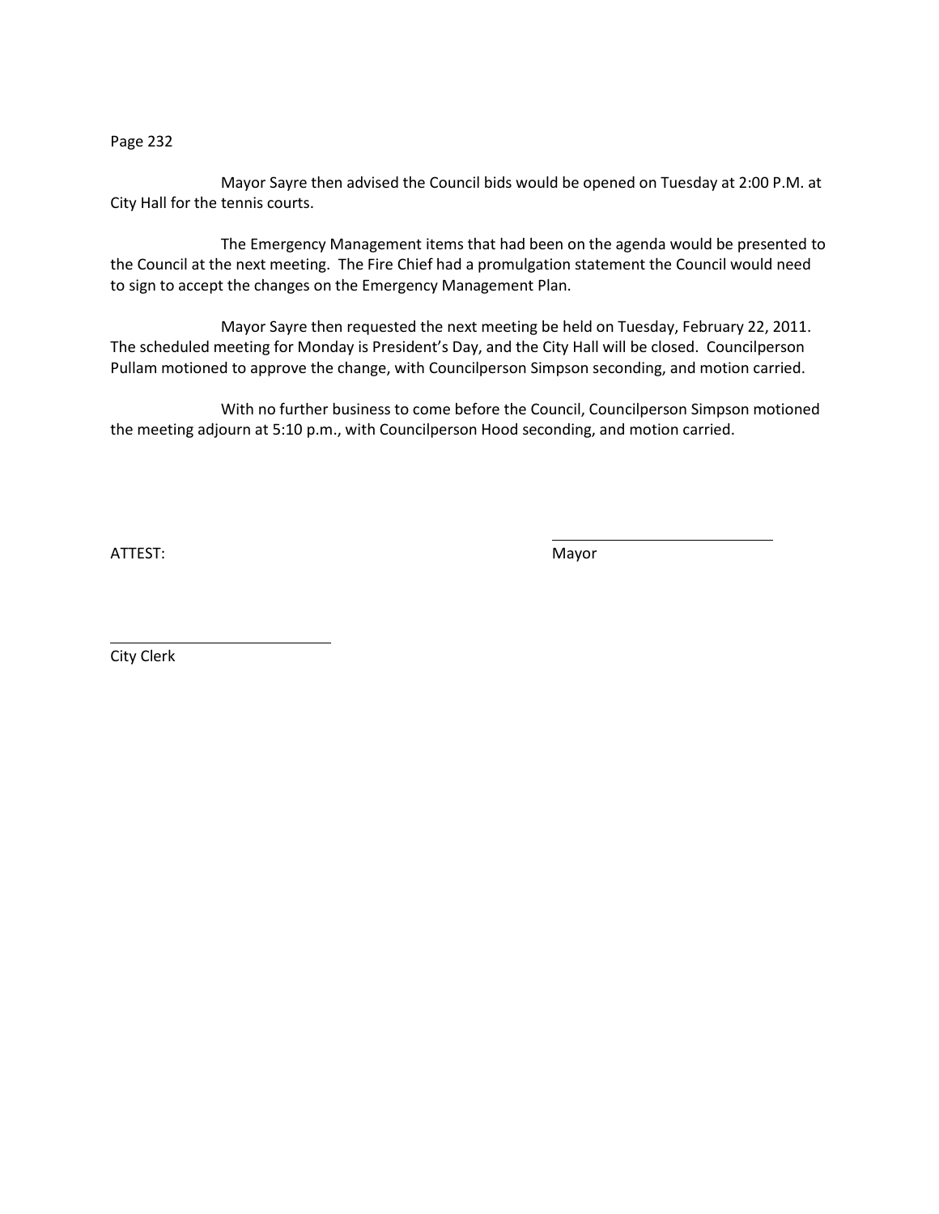Mayor Sayre then advised the Council bids would be opened on Tuesday at 2:00 P.M. at City Hall for the tennis courts.

The Emergency Management items that had been on the agenda would be presented to the Council at the next meeting. The Fire Chief had a promulgation statement the Council would need to sign to accept the changes on the Emergency Management Plan.

Mayor Sayre then requested the next meeting be held on Tuesday, February 22, 2011. The scheduled meeting for Monday is President's Day, and the City Hall will be closed. Councilperson Pullam motioned to approve the change, with Councilperson Simpson seconding, and motion carried.

With no further business to come before the Council, Councilperson Simpson motioned the meeting adjourn at 5:10 p.m., with Councilperson Hood seconding, and motion carried.

ATTEST:

Mayor

City Clerk